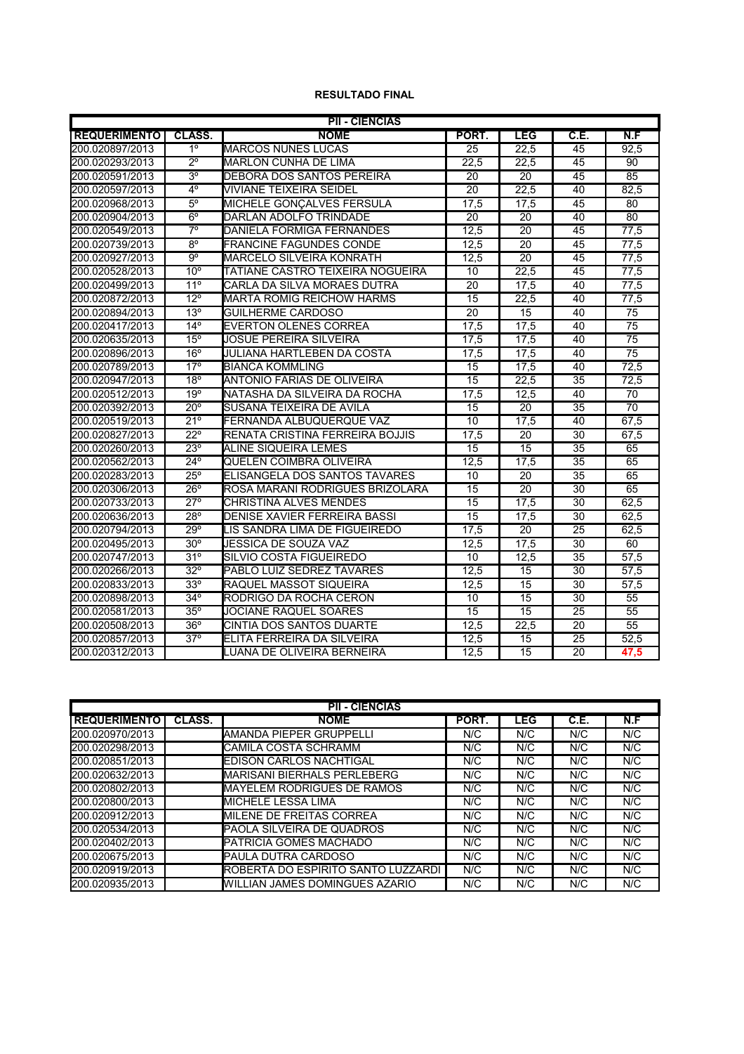**RESULTADO FINAL**

| PII - CIÊNCIAS | | | | | | |
|---|---|---|---|---|---|---|
| **REQUERIMENTO** | **CLASS.** | **NOME** | **PORT.** | **LEG** | **C.E.** | **N.F** |
| 200.020897/2013 | 1º | MARCOS NUNES LUCAS | 25 | 22,5 | 45 | 92,5 |
| 200.020293/2013 | 2º | MARLON CUNHA DE LIMA | 22,5 | 22,5 | 45 | 90 |
| 200.020591/2013 | 3º | DEBORA DOS SANTOS PEREIRA | 20 | 20 | 45 | 85 |
| 200.020597/2013 | 4º | VIVIANE TEIXEIRA SEIDEL | 20 | 22,5 | 40 | 82,5 |
| 200.020968/2013 | 5º | MICHELE GONÇALVES FERSULA | 17,5 | 17,5 | 45 | 80 |
| 200.020904/2013 | 6º | DARLAN ADOLFO TRINDADE | 20 | 20 | 40 | 80 |
| 200.020549/2013 | 7º | DANIELA FORMIGA FERNANDES | 12,5 | 20 | 45 | 77,5 |
| 200.020739/2013 | 8º | FRANCINE FAGUNDES CONDE | 12,5 | 20 | 45 | 77,5 |
| 200.020927/2013 | 9º | MARCELO SILVEIRA KONRATH | 12,5 | 20 | 45 | 77,5 |
| 200.020528/2013 | 10º | TATIANE CASTRO TEIXEIRA NOGUEIRA | 10 | 22,5 | 45 | 77,5 |
| 200.020499/2013 | 11º | CARLA DA SILVA MORAES DUTRA | 20 | 17,5 | 40 | 77,5 |
| 200.020872/2013 | 12º | MARTA ROMIG REICHOW HARMS | 15 | 22,5 | 40 | 77,5 |
| 200.020894/2013 | 13º | GUILHERME CARDOSO | 20 | 15 | 40 | 75 |
| 200.020417/2013 | 14º | EVERTON OLENES CORREA | 17,5 | 17,5 | 40 | 75 |
| 200.020635/2013 | 15º | JOSUE PEREIRA SILVEIRA | 17,5 | 17,5 | 40 | 75 |
| 200.020896/2013 | 16º | JULIANA HARTLEBEN DA COSTA | 17,5 | 17,5 | 40 | 75 |
| 200.020789/2013 | 17º | BIANCA KOMMLING | 15 | 17,5 | 40 | 72,5 |
| 200.020947/2013 | 18º | ANTONIO FARIAS DE OLIVEIRA | 15 | 22,5 | 35 | 72,5 |
| 200.020512/2013 | 19º | NATASHA DA SILVEIRA DA ROCHA | 17,5 | 12,5 | 40 | 70 |
| 200.020392/2013 | 20º | SUSANA TEIXEIRA DE AVILA | 15 | 20 | 35 | 70 |
| 200.020519/2013 | 21º | FERNANDA ALBUQUERQUE VAZ | 10 | 17,5 | 40 | 67,5 |
| 200.020827/2013 | 22º | RENATA CRISTINA FERREIRA BOJJIS | 17,5 | 20 | 30 | 67,5 |
| 200.020260/2013 | 23º | ALINE SIQUEIRA LEMES | 15 | 15 | 35 | 65 |
| 200.020562/2013 | 24º | QUELEN COIMBRA OLIVEIRA | 12,5 | 17,5 | 35 | 65 |
| 200.020283/2013 | 25º | ELISANGELA DOS SANTOS TAVARES | 10 | 20 | 35 | 65 |
| 200.020306/2013 | 26º | ROSA MARANI RODRIGUES BRIZOLARA | 15 | 20 | 30 | 65 |
| 200.020733/2013 | 27º | CHRISTINA ALVES MENDES | 15 | 17,5 | 30 | 62,5 |
| 200.020636/2013 | 28º | DENISE XAVIER FERREIRA BASSI | 15 | 17,5 | 30 | 62,5 |
| 200.020794/2013 | 29º | LIS SANDRA LIMA DE FIGUEIREDO | 17,5 | 20 | 25 | 62,5 |
| 200.020495/2013 | 30º | JESSICA DE SOUZA VAZ | 12,5 | 17,5 | 30 | 60 |
| 200.020747/2013 | 31º | SILVIO COSTA FIGUEIREDO | 10 | 12,5 | 35 | 57,5 |
| 200.020266/2013 | 32º | PABLO LUIZ SEDREZ TAVARES | 12,5 | 15 | 30 | 57,5 |
| 200.020833/2013 | 33º | RAQUEL MASSOT SIQUEIRA | 12,5 | 15 | 30 | 57,5 |
| 200.020898/2013 | 34º | RODRIGO DA ROCHA CERON | 10 | 15 | 30 | 55 |
| 200.020581/2013 | 35º | JOCIANE RAQUEL SOARES | 15 | 15 | 25 | 55 |
| 200.020508/2013 | 36º | CINTIA DOS SANTOS DUARTE | 12,5 | 22,5 | 20 | 55 |
| 200.020857/2013 | 37º | ELITA FERREIRA DA SILVEIRA | 12,5 | 15 | 25 | 52,5 |
| 200.020312/2013 | | LUANA DE OLIVEIRA BERNEIRA | 12,5 | 15 | 20 | **47,5** |

| PII - CIÊNCIAS | | | | | | |
|---|---|---|---|---|---|---|
| **REQUERIMENTO** | **CLASS.** | **NOME** | **PORT.** | **LEG** | **C.E.** | **N.F** |
| 200.020970/2013 | | AMANDA PIEPER GRUPPELLI | N/C | N/C | N/C | N/C |
| 200.020298/2013 | | CAMILA COSTA SCHRAMM | N/C | N/C | N/C | N/C |
| 200.020851/2013 | | EDISON CARLOS NACHTIGAL | N/C | N/C | N/C | N/C |
| 200.020632/2013 | | MARISANI BIERHALS PERLEBERG | N/C | N/C | N/C | N/C |
| 200.020802/2013 | | MAYELEM RODRIGUES DE RAMOS | N/C | N/C | N/C | N/C |
| 200.020800/2013 | | MICHELE LESSA LIMA | N/C | N/C | N/C | N/C |
| 200.020912/2013 | | MILENE DE FREITAS CORREA | N/C | N/C | N/C | N/C |
| 200.020534/2013 | | PAOLA SILVEIRA DE QUADROS | N/C | N/C | N/C | N/C |
| 200.020402/2013 | | PATRICIA GOMES MACHADO | N/C | N/C | N/C | N/C |
| 200.020675/2013 | | PAULA DUTRA CARDOSO | N/C | N/C | N/C | N/C |
| 200.020919/2013 | | ROBERTA DO ESPIRITO SANTO LUZZARDI | N/C | N/C | N/C | N/C |
| 200.020935/2013 | | WILLIAN JAMES DOMINGUES AZARIO | N/C | N/C | N/C | N/C |